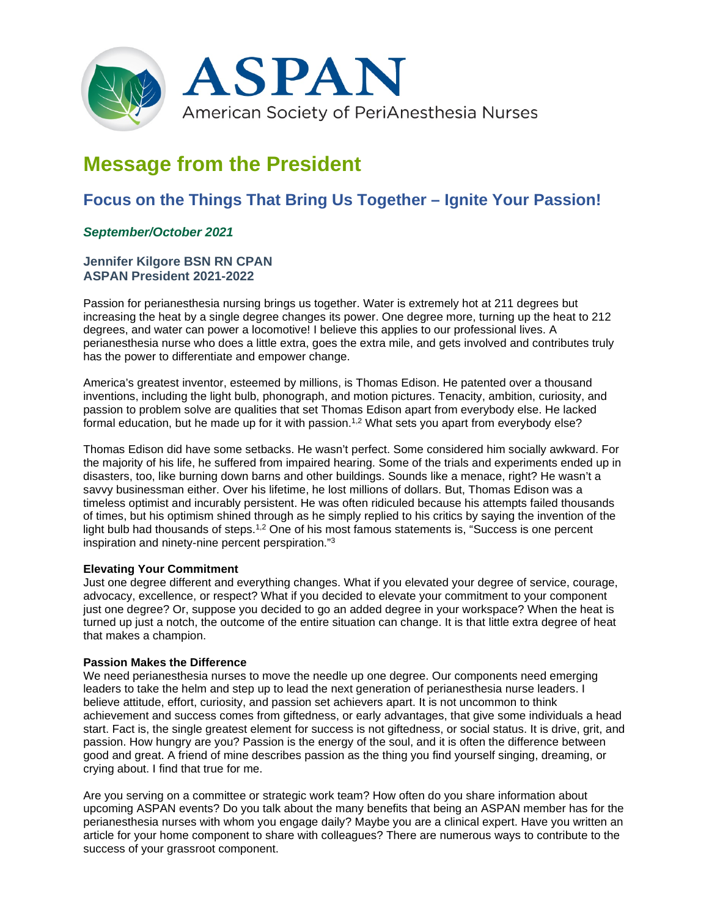# ASPAN

American Society of PeriAnesthesia Nurses

# Message from the President

## Focus on the Things That Bring Us Together – Ignite Your Passion!

***September/October 2021***

**Jennifer Kilgore BSN RN CPAN**
**ASPAN President 2021-2022**

Passion for perianesthesia nursing brings us together. Water is extremely hot at 211 degrees but increasing the heat by a single degree changes its power. One degree more, turning up the heat to 212 degrees, and water can power a locomotive! I believe this applies to our professional lives. A perianesthesia nurse who does a little extra, goes the extra mile, and gets involved and contributes truly has the power to differentiate and empower change.

America's greatest inventor, esteemed by millions, is Thomas Edison. He patented over a thousand inventions, including the light bulb, phonograph, and motion pictures. Tenacity, ambition, curiosity, and passion to problem solve are qualities that set Thomas Edison apart from everybody else. He lacked formal education, but he made up for it with passion.[1,2] What sets you apart from everybody else?

Thomas Edison did have some setbacks. He wasn't perfect. Some considered him socially awkward. For the majority of his life, he suffered from impaired hearing. Some of the trials and experiments ended up in disasters, too, like burning down barns and other buildings. Sounds like a menace, right? He wasn't a savvy businessman either. Over his lifetime, he lost millions of dollars. But, Thomas Edison was a timeless optimist and incurably persistent. He was often ridiculed because his attempts failed thousands of times, but his optimism shined through as he simply replied to his critics by saying the invention of the light bulb had thousands of steps.[1,2] One of his most famous statements is, "Success is one percent inspiration and ninety-nine percent perspiration."[3]

**Elevating Your Commitment**

Just one degree different and everything changes. What if you elevated your degree of service, courage, advocacy, excellence, or respect? What if you decided to elevate your commitment to your component just one degree? Or, suppose you decided to go an added degree in your workspace? When the heat is turned up just a notch, the outcome of the entire situation can change. It is that little extra degree of heat that makes a champion.

**Passion Makes the Difference**

We need perianesthesia nurses to move the needle up one degree. Our components need emerging leaders to take the helm and step up to lead the next generation of perianesthesia nurse leaders. I believe attitude, effort, curiosity, and passion set achievers apart. It is not uncommon to think achievement and success comes from giftedness, or early advantages, that give some individuals a head start. Fact is, the single greatest element for success is not giftedness, or social status. It is drive, grit, and passion. How hungry are you? Passion is the energy of the soul, and it is often the difference between good and great. A friend of mine describes passion as the thing you find yourself singing, dreaming, or crying about. I find that true for me.

Are you serving on a committee or strategic work team? How often do you share information about upcoming ASPAN events? Do you talk about the many benefits that being an ASPAN member has for the perianesthesia nurses with whom you engage daily? Maybe you are a clinical expert. Have you written an article for your home component to share with colleagues? There are numerous ways to contribute to the success of your grassroot component.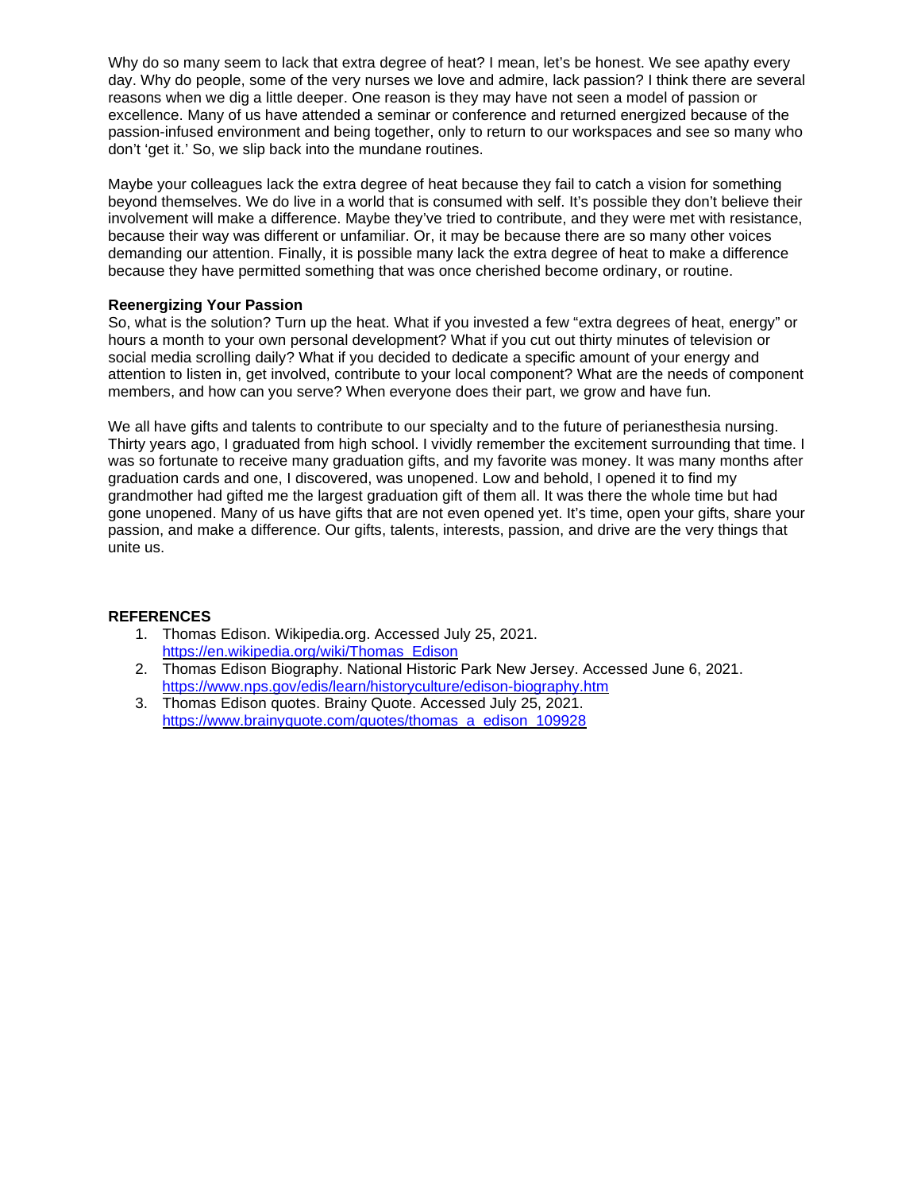Why do so many seem to lack that extra degree of heat? I mean, let's be honest. We see apathy every day. Why do people, some of the very nurses we love and admire, lack passion? I think there are several reasons when we dig a little deeper. One reason is they may have not seen a model of passion or excellence. Many of us have attended a seminar or conference and returned energized because of the passion-infused environment and being together, only to return to our workspaces and see so many who don't 'get it.' So, we slip back into the mundane routines.

Maybe your colleagues lack the extra degree of heat because they fail to catch a vision for something beyond themselves. We do live in a world that is consumed with self. It's possible they don't believe their involvement will make a difference. Maybe they've tried to contribute, and they were met with resistance, because their way was different or unfamiliar. Or, it may be because there are so many other voices demanding our attention. Finally, it is possible many lack the extra degree of heat to make a difference because they have permitted something that was once cherished become ordinary, or routine.

**Reenergizing Your Passion**

So, what is the solution? Turn up the heat. What if you invested a few "extra degrees of heat, energy" or hours a month to your own personal development? What if you cut out thirty minutes of television or social media scrolling daily? What if you decided to dedicate a specific amount of your energy and attention to listen in, get involved, contribute to your local component? What are the needs of component members, and how can you serve? When everyone does their part, we grow and have fun.

We all have gifts and talents to contribute to our specialty and to the future of perianesthesia nursing. Thirty years ago, I graduated from high school. I vividly remember the excitement surrounding that time. I was so fortunate to receive many graduation gifts, and my favorite was money. It was many months after graduation cards and one, I discovered, was unopened. Low and behold, I opened it to find my grandmother had gifted me the largest graduation gift of them all. It was there the whole time but had gone unopened. Many of us have gifts that are not even opened yet. It's time, open your gifts, share your passion, and make a difference. Our gifts, talents, interests, passion, and drive are the very things that unite us.

**REFERENCES**

1. Thomas Edison. Wikipedia.org. Accessed July 25, 2021. https://en.wikipedia.org/wiki/Thomas_Edison
2. Thomas Edison Biography. National Historic Park New Jersey. Accessed June 6, 2021. https://www.nps.gov/edis/learn/historyculture/edison-biography.htm
3. Thomas Edison quotes. Brainy Quote. Accessed July 25, 2021. https://www.brainyquote.com/quotes/thomas_a_edison_109928